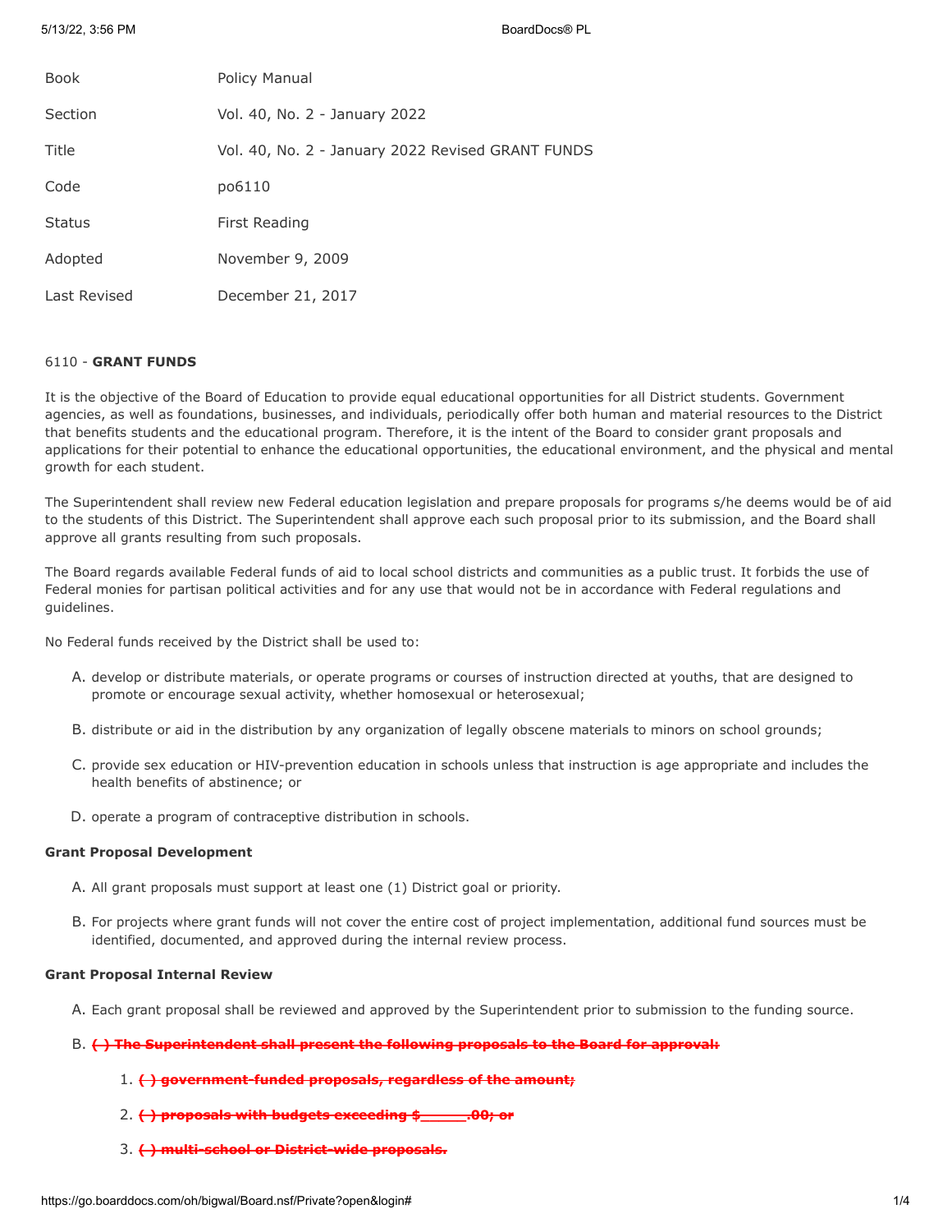| | |
|---|---|
| Book | Policy Manual |
| Section | Vol. 40, No. 2 - January 2022 |
| Title | Vol. 40, No. 2 - January 2022 Revised GRANT FUNDS |
| Code | po6110 |
| Status | First Reading |
| Adopted | November 9, 2009 |
| Last Revised | December 21, 2017 |

6110 - **GRANT FUNDS**

It is the objective of the Board of Education to provide equal educational opportunities for all District students. Government agencies, as well as foundations, businesses, and individuals, periodically offer both human and material resources to the District that benefits students and the educational program. Therefore, it is the intent of the Board to consider grant proposals and applications for their potential to enhance the educational opportunities, the educational environment, and the physical and mental growth for each student.

The Superintendent shall review new Federal education legislation and prepare proposals for programs s/he deems would be of aid to the students of this District. The Superintendent shall approve each such proposal prior to its submission, and the Board shall approve all grants resulting from such proposals.

The Board regards available Federal funds of aid to local school districts and communities as a public trust. It forbids the use of Federal monies for partisan political activities and for any use that would not be in accordance with Federal regulations and guidelines.

No Federal funds received by the District shall be used to:

A. develop or distribute materials, or operate programs or courses of instruction directed at youths, that are designed to promote or encourage sexual activity, whether homosexual or heterosexual;

B. distribute or aid in the distribution by any organization of legally obscene materials to minors on school grounds;

C. provide sex education or HIV-prevention education in schools unless that instruction is age appropriate and includes the health benefits of abstinence; or

D. operate a program of contraceptive distribution in schools.

**Grant Proposal Development**

A. All grant proposals must support at least one (1) District goal or priority.

B. For projects where grant funds will not cover the entire cost of project implementation, additional fund sources must be identified, documented, and approved during the internal review process.

**Grant Proposal Internal Review**

A. Each grant proposal shall be reviewed and approved by the Superintendent prior to submission to the funding source.

B. ~~( ) The Superintendent shall present the following proposals to the Board for approval:~~

   1. ~~( ) government-funded proposals, regardless of the amount;~~

   2. ~~( ) proposals with budgets exceeding $_____.00; or~~

   3. ~~( ) multi-school or District-wide proposals.~~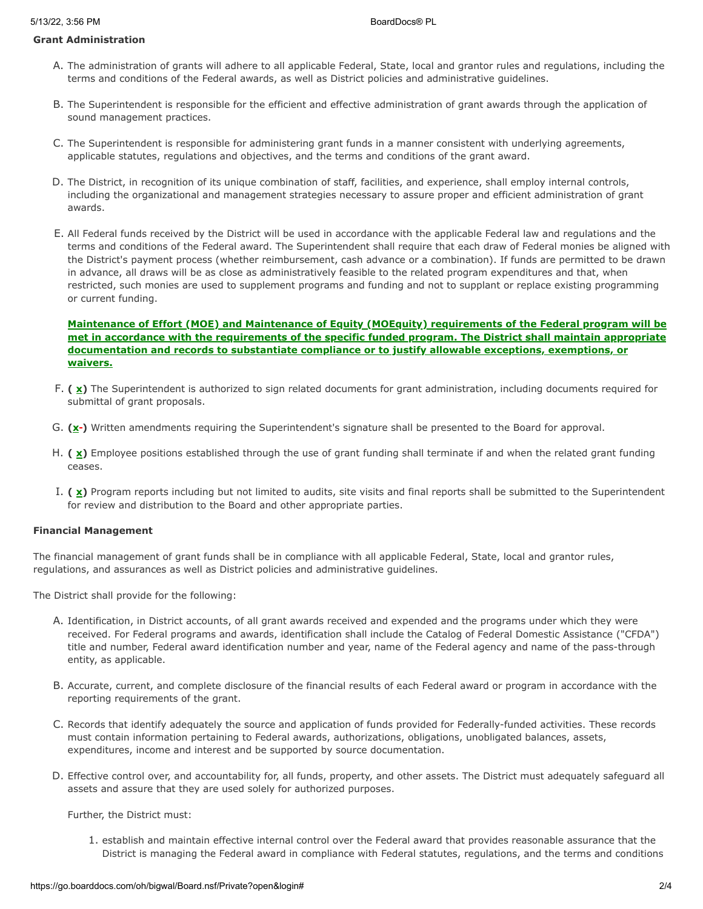**Grant Administration**

A. The administration of grants will adhere to all applicable Federal, State, local and grantor rules and regulations, including the terms and conditions of the Federal awards, as well as District policies and administrative guidelines.

B. The Superintendent is responsible for the efficient and effective administration of grant awards through the application of sound management practices.

C. The Superintendent is responsible for administering grant funds in a manner consistent with underlying agreements, applicable statutes, regulations and objectives, and the terms and conditions of the grant award.

D. The District, in recognition of its unique combination of staff, facilities, and experience, shall employ internal controls, including the organizational and management strategies necessary to assure proper and efficient administration of grant awards.

E. All Federal funds received by the District will be used in accordance with the applicable Federal law and regulations and the terms and conditions of the Federal award. The Superintendent shall require that each draw of Federal monies be aligned with the District's payment process (whether reimbursement, cash advance or a combination). If funds are permitted to be drawn in advance, all draws will be as close as administratively feasible to the related program expenditures and that, when restricted, such monies are used to supplement programs and funding and not to supplant or replace existing programming or current funding.

   **Maintenance of Effort (MOE) and Maintenance of Equity (MOEquity) requirements of the Federal program will be met in accordance with the requirements of the specific funded program. The District shall maintain appropriate documentation and records to substantiate compliance or to justify allowable exceptions, exemptions, or waivers.**

F. **( x)** The Superintendent is authorized to sign related documents for grant administration, including documents required for submittal of grant proposals.

G. **(x-)** Written amendments requiring the Superintendent's signature shall be presented to the Board for approval.

H. **( x)** Employee positions established through the use of grant funding shall terminate if and when the related grant funding ceases.

I. **( x)** Program reports including but not limited to audits, site visits and final reports shall be submitted to the Superintendent for review and distribution to the Board and other appropriate parties.

**Financial Management**

The financial management of grant funds shall be in compliance with all applicable Federal, State, local and grantor rules, regulations, and assurances as well as District policies and administrative guidelines.

The District shall provide for the following:

A. Identification, in District accounts, of all grant awards received and expended and the programs under which they were received. For Federal programs and awards, identification shall include the Catalog of Federal Domestic Assistance ("CFDA") title and number, Federal award identification number and year, name of the Federal agency and name of the pass-through entity, as applicable.

B. Accurate, current, and complete disclosure of the financial results of each Federal award or program in accordance with the reporting requirements of the grant.

C. Records that identify adequately the source and application of funds provided for Federally-funded activities. These records must contain information pertaining to Federal awards, authorizations, obligations, unobligated balances, assets, expenditures, income and interest and be supported by source documentation.

D. Effective control over, and accountability for, all funds, property, and other assets. The District must adequately safeguard all assets and assure that they are used solely for authorized purposes.

   Further, the District must:

   1. establish and maintain effective internal control over the Federal award that provides reasonable assurance that the District is managing the Federal award in compliance with Federal statutes, regulations, and the terms and conditions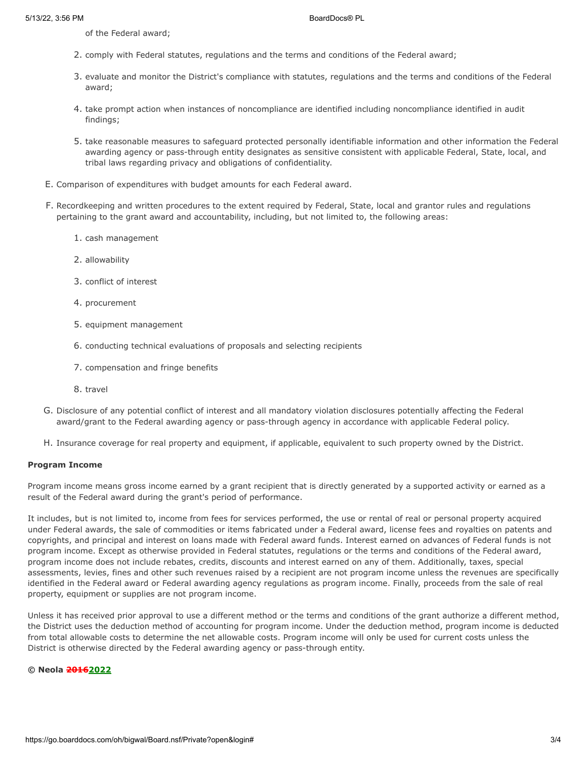of the Federal award;

2. comply with Federal statutes, regulations and the terms and conditions of the Federal award;

3. evaluate and monitor the District's compliance with statutes, regulations and the terms and conditions of the Federal award;

4. take prompt action when instances of noncompliance are identified including noncompliance identified in audit findings;

5. take reasonable measures to safeguard protected personally identifiable information and other information the Federal awarding agency or pass-through entity designates as sensitive consistent with applicable Federal, State, local, and tribal laws regarding privacy and obligations of confidentiality.

E. Comparison of expenditures with budget amounts for each Federal award.

F. Recordkeeping and written procedures to the extent required by Federal, State, local and grantor rules and regulations pertaining to the grant award and accountability, including, but not limited to, the following areas:

1. cash management

2. allowability

3. conflict of interest

4. procurement

5. equipment management

6. conducting technical evaluations of proposals and selecting recipients

7. compensation and fringe benefits

8. travel

G. Disclosure of any potential conflict of interest and all mandatory violation disclosures potentially affecting the Federal award/grant to the Federal awarding agency or pass-through agency in accordance with applicable Federal policy.

H. Insurance coverage for real property and equipment, if applicable, equivalent to such property owned by the District.

**Program Income**

Program income means gross income earned by a grant recipient that is directly generated by a supported activity or earned as a result of the Federal award during the grant's period of performance.

It includes, but is not limited to, income from fees for services performed, the use or rental of real or personal property acquired under Federal awards, the sale of commodities or items fabricated under a Federal award, license fees and royalties on patents and copyrights, and principal and interest on loans made with Federal award funds. Interest earned on advances of Federal funds is not program income. Except as otherwise provided in Federal statutes, regulations or the terms and conditions of the Federal award, program income does not include rebates, credits, discounts and interest earned on any of them. Additionally, taxes, special assessments, levies, fines and other such revenues raised by a recipient are not program income unless the revenues are specifically identified in the Federal award or Federal awarding agency regulations as program income. Finally, proceeds from the sale of real property, equipment or supplies are not program income.

Unless it has received prior approval to use a different method or the terms and conditions of the grant authorize a different method, the District uses the deduction method of accounting for program income. Under the deduction method, program income is deducted from total allowable costs to determine the net allowable costs. Program income will only be used for current costs unless the District is otherwise directed by the Federal awarding agency or pass-through entity.

**© Neola ~~2016~~2022**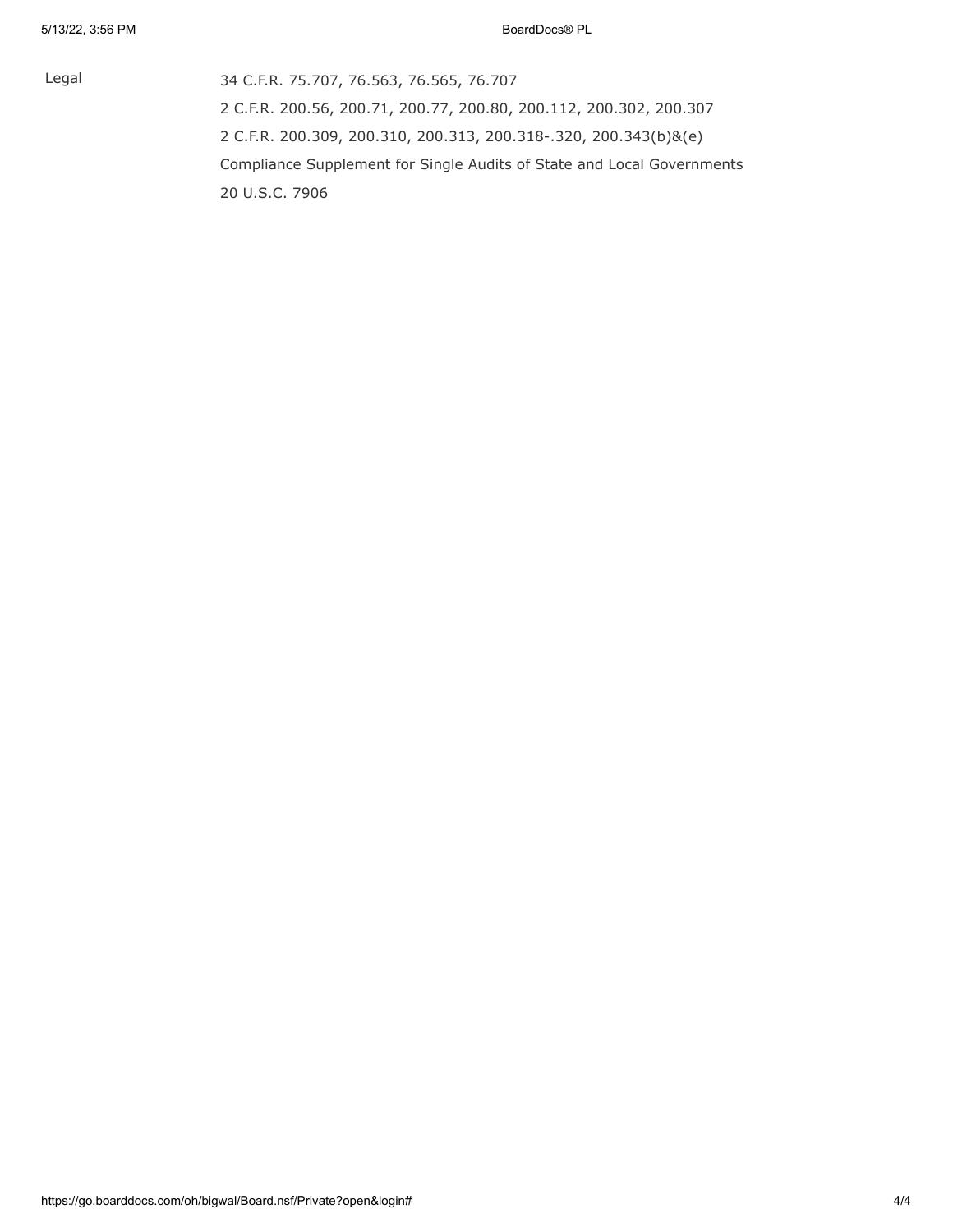Legal

34 C.F.R. 75.707, 76.563, 76.565, 76.707

2 C.F.R. 200.56, 200.71, 200.77, 200.80, 200.112, 200.302, 200.307

2 C.F.R. 200.309, 200.310, 200.313, 200.318-.320, 200.343(b)&(e)

Compliance Supplement for Single Audits of State and Local Governments

20 U.S.C. 7906